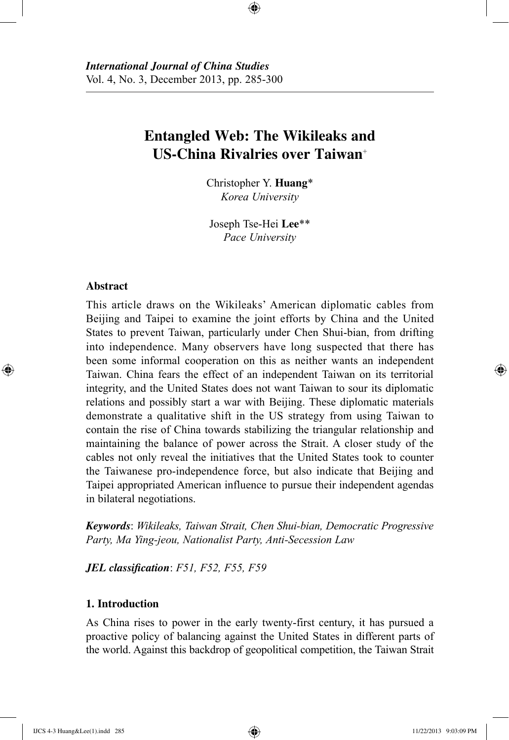*International Journal of China Studies*
Vol. 4, No. 3, December 2013, pp. 285-300

# Entangled Web: The Wikileaks and US-China Rivalries over Taiwan[+]

Christopher Y. **Huang**\*
*Korea University*

Joseph Tse-Hei **Lee**\*\*
*Pace University*

### Abstract

This article draws on the Wikileaks' American diplomatic cables from Beijing and Taipei to examine the joint efforts by China and the United States to prevent Taiwan, particularly under Chen Shui-bian, from drifting into independence. Many observers have long suspected that there has been some informal cooperation on this as neither wants an independent Taiwan. China fears the effect of an independent Taiwan on its territorial integrity, and the United States does not want Taiwan to sour its diplomatic relations and possibly start a war with Beijing. These diplomatic materials demonstrate a qualitative shift in the US strategy from using Taiwan to contain the rise of China towards stabilizing the triangular relationship and maintaining the balance of power across the Strait. A closer study of the cables not only reveal the initiatives that the United States took to counter the Taiwanese pro-independence force, but also indicate that Beijing and Taipei appropriated American influence to pursue their independent agendas in bilateral negotiations.

***Keywords***: *Wikileaks, Taiwan Strait, Chen Shui-bian, Democratic Progressive Party, Ma Ying-jeou, Nationalist Party, Anti-Secession Law*

***JEL classification***: *F51, F52, F55, F59*

### 1. Introduction

As China rises to power in the early twenty-first century, it has pursued a proactive policy of balancing against the United States in different parts of the world. Against this backdrop of geopolitical competition, the Taiwan Strait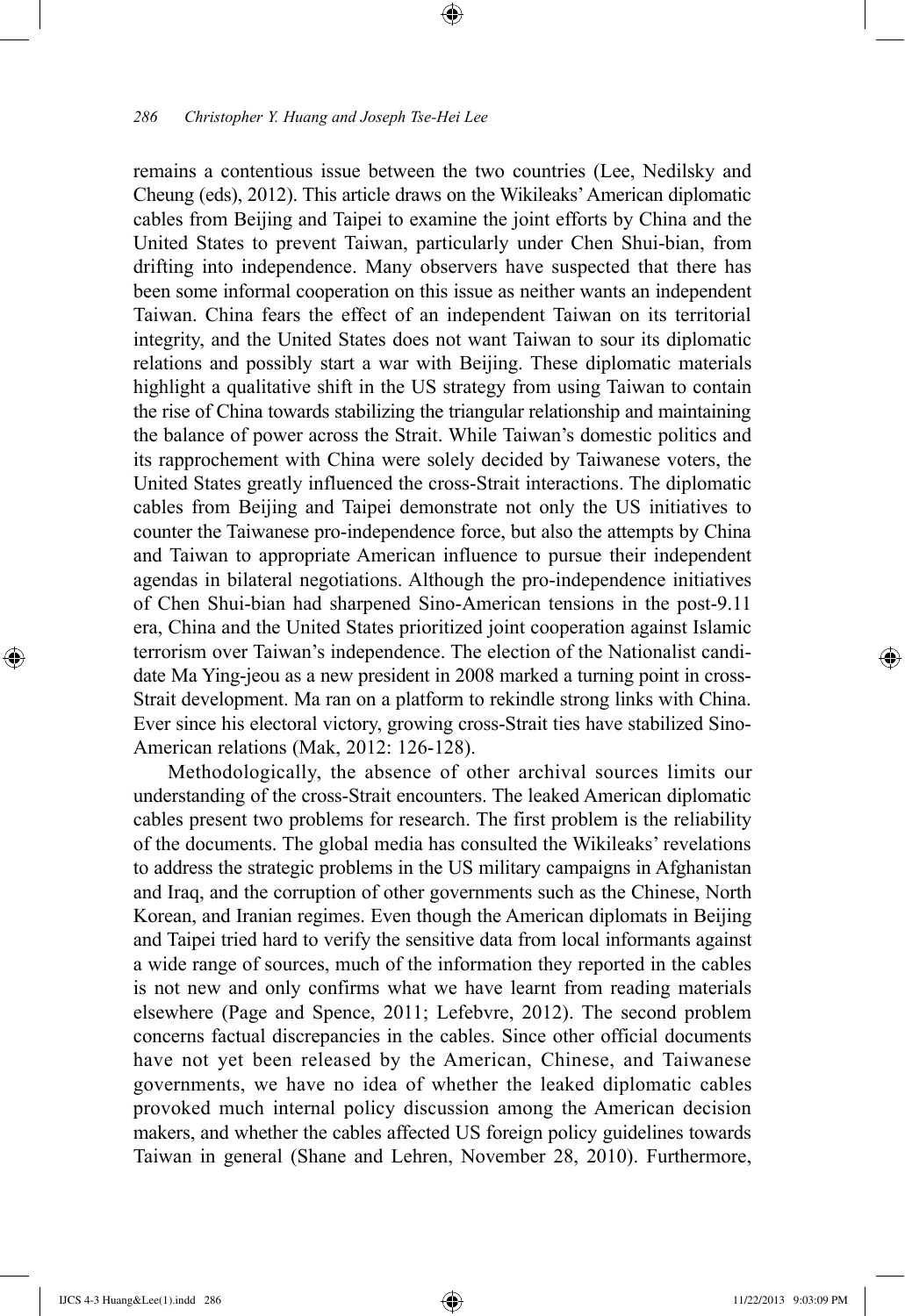remains a contentious issue between the two countries (Lee, Nedilsky and Cheung (eds), 2012). This article draws on the Wikileaks' American diplomatic cables from Beijing and Taipei to examine the joint efforts by China and the United States to prevent Taiwan, particularly under Chen Shui-bian, from drifting into independence. Many observers have suspected that there has been some informal cooperation on this issue as neither wants an independent Taiwan. China fears the effect of an independent Taiwan on its territorial integrity, and the United States does not want Taiwan to sour its diplomatic relations and possibly start a war with Beijing. These diplomatic materials highlight a qualitative shift in the US strategy from using Taiwan to contain the rise of China towards stabilizing the triangular relationship and maintaining the balance of power across the Strait. While Taiwan's domestic politics and its rapprochement with China were solely decided by Taiwanese voters, the United States greatly influenced the cross-Strait interactions. The diplomatic cables from Beijing and Taipei demonstrate not only the US initiatives to counter the Taiwanese pro-independence force, but also the attempts by China and Taiwan to appropriate American influence to pursue their independent agendas in bilateral negotiations. Although the pro-independence initiatives of Chen Shui-bian had sharpened Sino-American tensions in the post-9.11 era, China and the United States prioritized joint cooperation against Islamic terrorism over Taiwan's independence. The election of the Nationalist candidate Ma Ying-jeou as a new president in 2008 marked a turning point in cross-Strait development. Ma ran on a platform to rekindle strong links with China. Ever since his electoral victory, growing cross-Strait ties have stabilized Sino-American relations (Mak, 2012: 126-128).

Methodologically, the absence of other archival sources limits our understanding of the cross-Strait encounters. The leaked American diplomatic cables present two problems for research. The first problem is the reliability of the documents. The global media has consulted the Wikileaks' revelations to address the strategic problems in the US military campaigns in Afghanistan and Iraq, and the corruption of other governments such as the Chinese, North Korean, and Iranian regimes. Even though the American diplomats in Beijing and Taipei tried hard to verify the sensitive data from local informants against a wide range of sources, much of the information they reported in the cables is not new and only confirms what we have learnt from reading materials elsewhere (Page and Spence, 2011; Lefebvre, 2012). The second problem concerns factual discrepancies in the cables. Since other official documents have not yet been released by the American, Chinese, and Taiwanese governments, we have no idea of whether the leaked diplomatic cables provoked much internal policy discussion among the American decision makers, and whether the cables affected US foreign policy guidelines towards Taiwan in general (Shane and Lehren, November 28, 2010). Furthermore,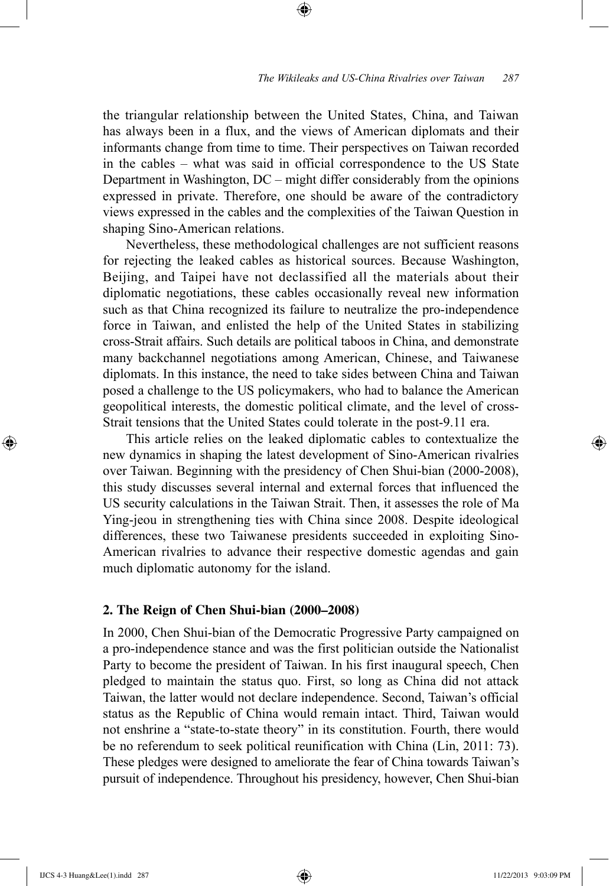the triangular relationship between the United States, China, and Taiwan has always been in a flux, and the views of American diplomats and their informants change from time to time. Their perspectives on Taiwan recorded in the cables – what was said in official correspondence to the US State Department in Washington, DC – might differ considerably from the opinions expressed in private. Therefore, one should be aware of the contradictory views expressed in the cables and the complexities of the Taiwan Question in shaping Sino-American relations.

Nevertheless, these methodological challenges are not sufficient reasons for rejecting the leaked cables as historical sources. Because Washington, Beijing, and Taipei have not declassified all the materials about their diplomatic negotiations, these cables occasionally reveal new information such as that China recognized its failure to neutralize the pro-independence force in Taiwan, and enlisted the help of the United States in stabilizing cross-Strait affairs. Such details are political taboos in China, and demonstrate many backchannel negotiations among American, Chinese, and Taiwanese diplomats. In this instance, the need to take sides between China and Taiwan posed a challenge to the US policymakers, who had to balance the American geopolitical interests, the domestic political climate, and the level of cross-Strait tensions that the United States could tolerate in the post-9.11 era.

This article relies on the leaked diplomatic cables to contextualize the new dynamics in shaping the latest development of Sino-American rivalries over Taiwan. Beginning with the presidency of Chen Shui-bian (2000-2008), this study discusses several internal and external forces that influenced the US security calculations in the Taiwan Strait. Then, it assesses the role of Ma Ying-jeou in strengthening ties with China since 2008. Despite ideological differences, these two Taiwanese presidents succeeded in exploiting Sino-American rivalries to advance their respective domestic agendas and gain much diplomatic autonomy for the island.

## 2. The Reign of Chen Shui-bian (2000–2008)

In 2000, Chen Shui-bian of the Democratic Progressive Party campaigned on a pro-independence stance and was the first politician outside the Nationalist Party to become the president of Taiwan. In his first inaugural speech, Chen pledged to maintain the status quo. First, so long as China did not attack Taiwan, the latter would not declare independence. Second, Taiwan's official status as the Republic of China would remain intact. Third, Taiwan would not enshrine a "state-to-state theory" in its constitution. Fourth, there would be no referendum to seek political reunification with China (Lin, 2011: 73). These pledges were designed to ameliorate the fear of China towards Taiwan's pursuit of independence. Throughout his presidency, however, Chen Shui-bian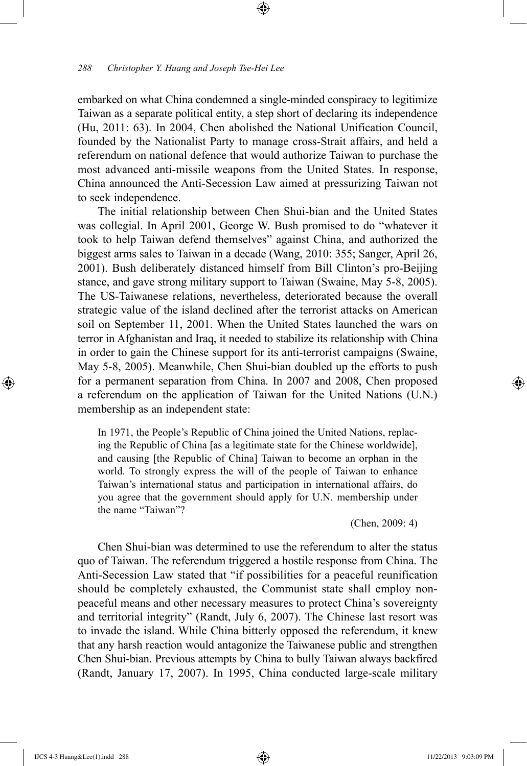embarked on what China condemned a single-minded conspiracy to legitimize Taiwan as a separate political entity, a step short of declaring its independence (Hu, 2011: 63). In 2004, Chen abolished the National Unification Council, founded by the Nationalist Party to manage cross-Strait affairs, and held a referendum on national defence that would authorize Taiwan to purchase the most advanced anti-missile weapons from the United States. In response, China announced the Anti-Secession Law aimed at pressurizing Taiwan not to seek independence.

The initial relationship between Chen Shui-bian and the United States was collegial. In April 2001, George W. Bush promised to do "whatever it took to help Taiwan defend themselves" against China, and authorized the biggest arms sales to Taiwan in a decade (Wang, 2010: 355; Sanger, April 26, 2001). Bush deliberately distanced himself from Bill Clinton's pro-Beijing stance, and gave strong military support to Taiwan (Swaine, May 5-8, 2005). The US-Taiwanese relations, nevertheless, deteriorated because the overall strategic value of the island declined after the terrorist attacks on American soil on September 11, 2001. When the United States launched the wars on terror in Afghanistan and Iraq, it needed to stabilize its relationship with China in order to gain the Chinese support for its anti-terrorist campaigns (Swaine, May 5-8, 2005). Meanwhile, Chen Shui-bian doubled up the efforts to push for a permanent separation from China. In 2007 and 2008, Chen proposed a referendum on the application of Taiwan for the United Nations (U.N.) membership as an independent state:

> In 1971, the People's Republic of China joined the United Nations, replacing the Republic of China [as a legitimate state for the Chinese worldwide], and causing [the Republic of China] Taiwan to become an orphan in the world. To strongly express the will of the people of Taiwan to enhance Taiwan's international status and participation in international affairs, do you agree that the government should apply for U.N. membership under the name "Taiwan"?
>
> (Chen, 2009: 4)

Chen Shui-bian was determined to use the referendum to alter the status quo of Taiwan. The referendum triggered a hostile response from China. The Anti-Secession Law stated that "if possibilities for a peaceful reunification should be completely exhausted, the Communist state shall employ non-peaceful means and other necessary measures to protect China's sovereignty and territorial integrity" (Randt, July 6, 2007). The Chinese last resort was to invade the island. While China bitterly opposed the referendum, it knew that any harsh reaction would antagonize the Taiwanese public and strengthen Chen Shui-bian. Previous attempts by China to bully Taiwan always backfired (Randt, January 17, 2007). In 1995, China conducted large-scale military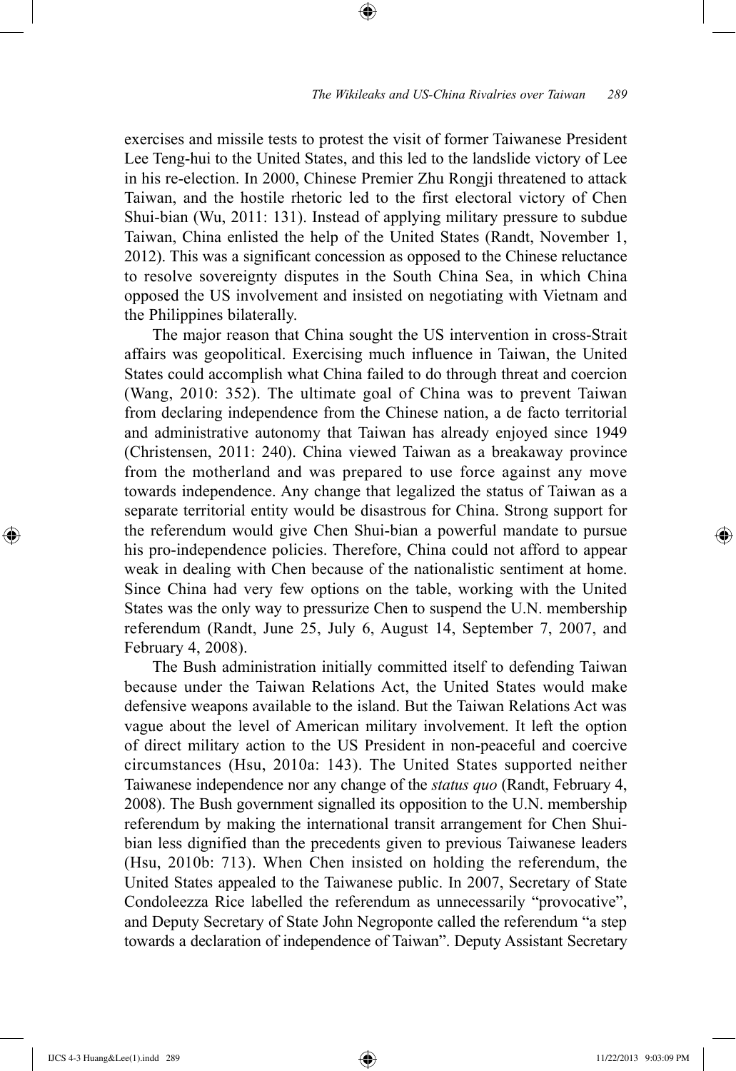exercises and missile tests to protest the visit of former Taiwanese President Lee Teng-hui to the United States, and this led to the landslide victory of Lee in his re-election. In 2000, Chinese Premier Zhu Rongji threatened to attack Taiwan, and the hostile rhetoric led to the first electoral victory of Chen Shui-bian (Wu, 2011: 131). Instead of applying military pressure to subdue Taiwan, China enlisted the help of the United States (Randt, November 1, 2012). This was a significant concession as opposed to the Chinese reluctance to resolve sovereignty disputes in the South China Sea, in which China opposed the US involvement and insisted on negotiating with Vietnam and the Philippines bilaterally.

The major reason that China sought the US intervention in cross-Strait affairs was geopolitical. Exercising much influence in Taiwan, the United States could accomplish what China failed to do through threat and coercion (Wang, 2010: 352). The ultimate goal of China was to prevent Taiwan from declaring independence from the Chinese nation, a de facto territorial and administrative autonomy that Taiwan has already enjoyed since 1949 (Christensen, 2011: 240). China viewed Taiwan as a breakaway province from the motherland and was prepared to use force against any move towards independence. Any change that legalized the status of Taiwan as a separate territorial entity would be disastrous for China. Strong support for the referendum would give Chen Shui-bian a powerful mandate to pursue his pro-independence policies. Therefore, China could not afford to appear weak in dealing with Chen because of the nationalistic sentiment at home. Since China had very few options on the table, working with the United States was the only way to pressurize Chen to suspend the U.N. membership referendum (Randt, June 25, July 6, August 14, September 7, 2007, and February 4, 2008).

The Bush administration initially committed itself to defending Taiwan because under the Taiwan Relations Act, the United States would make defensive weapons available to the island. But the Taiwan Relations Act was vague about the level of American military involvement. It left the option of direct military action to the US President in non-peaceful and coercive circumstances (Hsu, 2010a: 143). The United States supported neither Taiwanese independence nor any change of the *status quo* (Randt, February 4, 2008). The Bush government signalled its opposition to the U.N. membership referendum by making the international transit arrangement for Chen Shui-bian less dignified than the precedents given to previous Taiwanese leaders (Hsu, 2010b: 713). When Chen insisted on holding the referendum, the United States appealed to the Taiwanese public. In 2007, Secretary of State Condoleezza Rice labelled the referendum as unnecessarily "provocative", and Deputy Secretary of State John Negroponte called the referendum "a step towards a declaration of independence of Taiwan". Deputy Assistant Secretary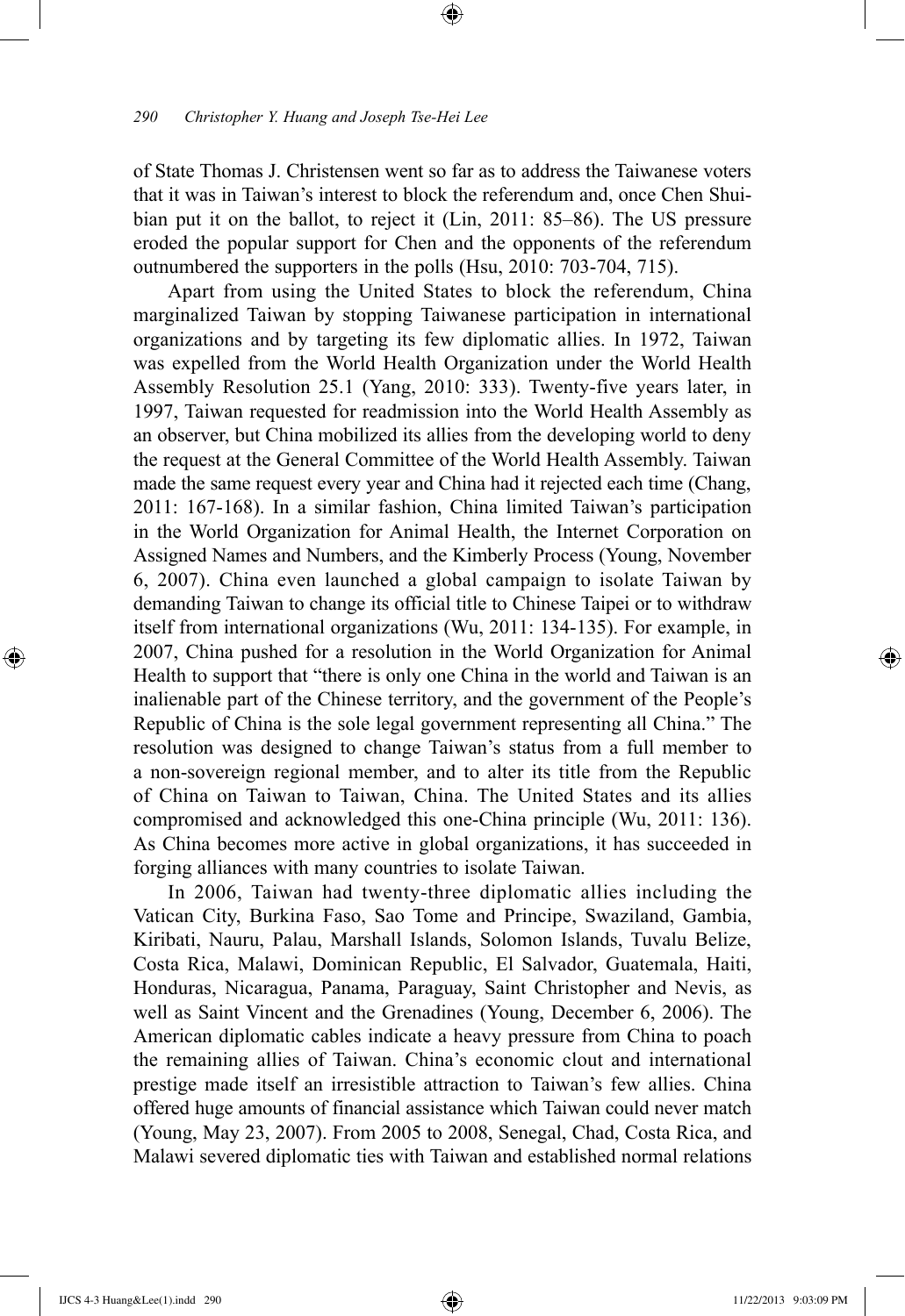of State Thomas J. Christensen went so far as to address the Taiwanese voters that it was in Taiwan's interest to block the referendum and, once Chen Shui-bian put it on the ballot, to reject it (Lin, 2011: 85–86). The US pressure eroded the popular support for Chen and the opponents of the referendum outnumbered the supporters in the polls (Hsu, 2010: 703-704, 715).

Apart from using the United States to block the referendum, China marginalized Taiwan by stopping Taiwanese participation in international organizations and by targeting its few diplomatic allies. In 1972, Taiwan was expelled from the World Health Organization under the World Health Assembly Resolution 25.1 (Yang, 2010: 333). Twenty-five years later, in 1997, Taiwan requested for readmission into the World Health Assembly as an observer, but China mobilized its allies from the developing world to deny the request at the General Committee of the World Health Assembly. Taiwan made the same request every year and China had it rejected each time (Chang, 2011: 167-168). In a similar fashion, China limited Taiwan's participation in the World Organization for Animal Health, the Internet Corporation on Assigned Names and Numbers, and the Kimberly Process (Young, November 6, 2007). China even launched a global campaign to isolate Taiwan by demanding Taiwan to change its official title to Chinese Taipei or to withdraw itself from international organizations (Wu, 2011: 134-135). For example, in 2007, China pushed for a resolution in the World Organization for Animal Health to support that "there is only one China in the world and Taiwan is an inalienable part of the Chinese territory, and the government of the People's Republic of China is the sole legal government representing all China." The resolution was designed to change Taiwan's status from a full member to a non-sovereign regional member, and to alter its title from the Republic of China on Taiwan to Taiwan, China. The United States and its allies compromised and acknowledged this one-China principle (Wu, 2011: 136). As China becomes more active in global organizations, it has succeeded in forging alliances with many countries to isolate Taiwan.

In 2006, Taiwan had twenty-three diplomatic allies including the Vatican City, Burkina Faso, Sao Tome and Principe, Swaziland, Gambia, Kiribati, Nauru, Palau, Marshall Islands, Solomon Islands, Tuvalu Belize, Costa Rica, Malawi, Dominican Republic, El Salvador, Guatemala, Haiti, Honduras, Nicaragua, Panama, Paraguay, Saint Christopher and Nevis, as well as Saint Vincent and the Grenadines (Young, December 6, 2006). The American diplomatic cables indicate a heavy pressure from China to poach the remaining allies of Taiwan. China's economic clout and international prestige made itself an irresistible attraction to Taiwan's few allies. China offered huge amounts of financial assistance which Taiwan could never match (Young, May 23, 2007). From 2005 to 2008, Senegal, Chad, Costa Rica, and Malawi severed diplomatic ties with Taiwan and established normal relations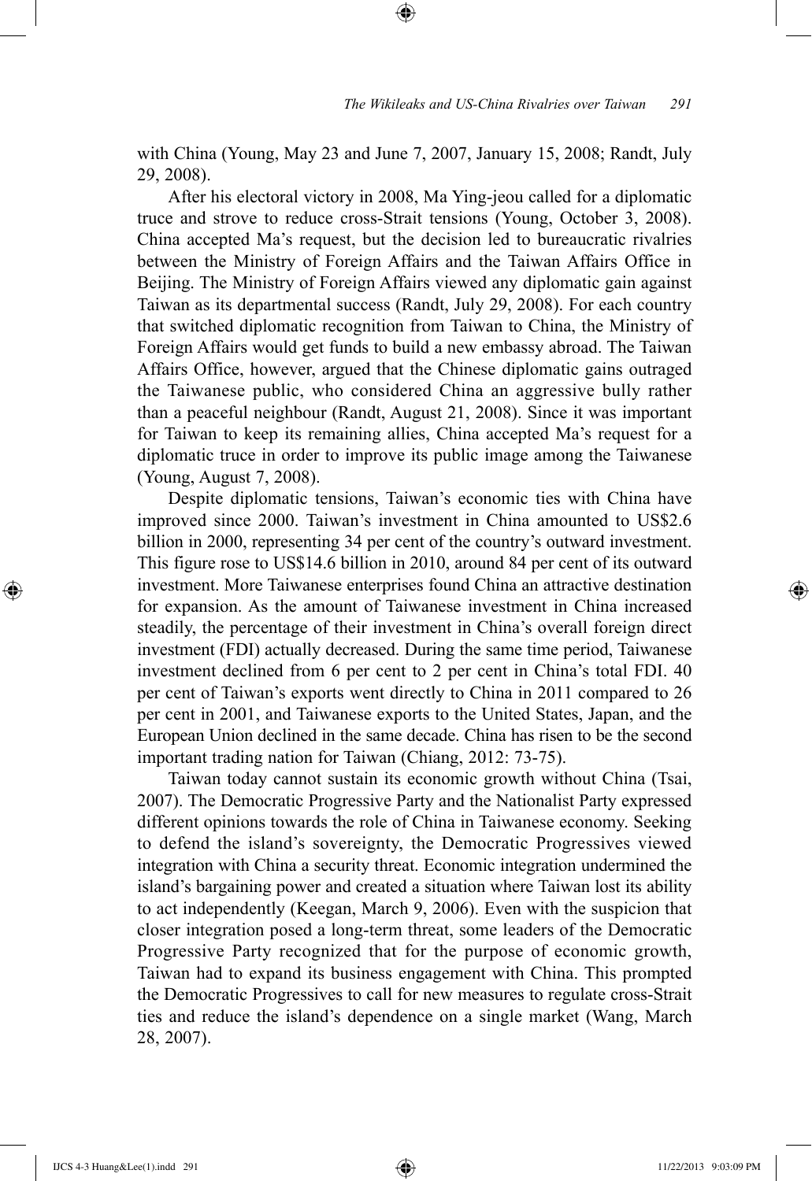with China (Young, May 23 and June 7, 2007, January 15, 2008; Randt, July 29, 2008).

After his electoral victory in 2008, Ma Ying-jeou called for a diplomatic truce and strove to reduce cross-Strait tensions (Young, October 3, 2008). China accepted Ma's request, but the decision led to bureaucratic rivalries between the Ministry of Foreign Affairs and the Taiwan Affairs Office in Beijing. The Ministry of Foreign Affairs viewed any diplomatic gain against Taiwan as its departmental success (Randt, July 29, 2008). For each country that switched diplomatic recognition from Taiwan to China, the Ministry of Foreign Affairs would get funds to build a new embassy abroad. The Taiwan Affairs Office, however, argued that the Chinese diplomatic gains outraged the Taiwanese public, who considered China an aggressive bully rather than a peaceful neighbour (Randt, August 21, 2008). Since it was important for Taiwan to keep its remaining allies, China accepted Ma's request for a diplomatic truce in order to improve its public image among the Taiwanese (Young, August 7, 2008).

Despite diplomatic tensions, Taiwan's economic ties with China have improved since 2000. Taiwan's investment in China amounted to US$2.6 billion in 2000, representing 34 per cent of the country's outward investment. This figure rose to US$14.6 billion in 2010, around 84 per cent of its outward investment. More Taiwanese enterprises found China an attractive destination for expansion. As the amount of Taiwanese investment in China increased steadily, the percentage of their investment in China's overall foreign direct investment (FDI) actually decreased. During the same time period, Taiwanese investment declined from 6 per cent to 2 per cent in China's total FDI. 40 per cent of Taiwan's exports went directly to China in 2011 compared to 26 per cent in 2001, and Taiwanese exports to the United States, Japan, and the European Union declined in the same decade. China has risen to be the second important trading nation for Taiwan (Chiang, 2012: 73-75).

Taiwan today cannot sustain its economic growth without China (Tsai, 2007). The Democratic Progressive Party and the Nationalist Party expressed different opinions towards the role of China in Taiwanese economy. Seeking to defend the island's sovereignty, the Democratic Progressives viewed integration with China a security threat. Economic integration undermined the island's bargaining power and created a situation where Taiwan lost its ability to act independently (Keegan, March 9, 2006). Even with the suspicion that closer integration posed a long-term threat, some leaders of the Democratic Progressive Party recognized that for the purpose of economic growth, Taiwan had to expand its business engagement with China. This prompted the Democratic Progressives to call for new measures to regulate cross-Strait ties and reduce the island's dependence on a single market (Wang, March 28, 2007).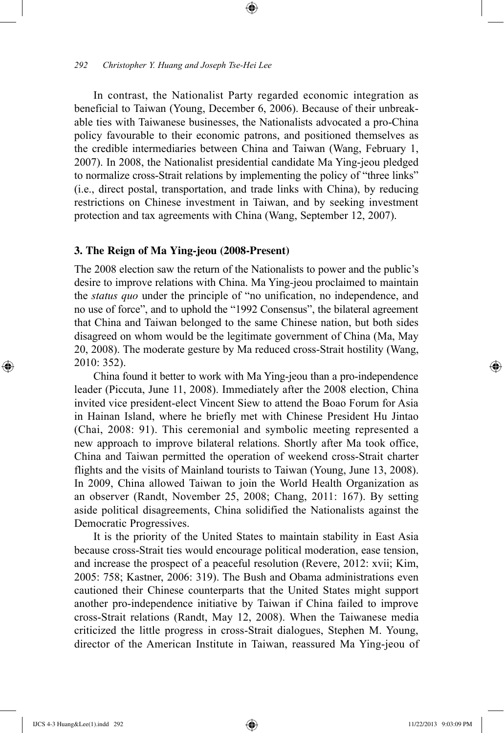In contrast, the Nationalist Party regarded economic integration as beneficial to Taiwan (Young, December 6, 2006). Because of their unbreakable ties with Taiwanese businesses, the Nationalists advocated a pro-China policy favourable to their economic patrons, and positioned themselves as the credible intermediaries between China and Taiwan (Wang, February 1, 2007). In 2008, the Nationalist presidential candidate Ma Ying-jeou pledged to normalize cross-Strait relations by implementing the policy of "three links" (i.e., direct postal, transportation, and trade links with China), by reducing restrictions on Chinese investment in Taiwan, and by seeking investment protection and tax agreements with China (Wang, September 12, 2007).

### 3. The Reign of Ma Ying-jeou (2008-Present)

The 2008 election saw the return of the Nationalists to power and the public's desire to improve relations with China. Ma Ying-jeou proclaimed to maintain the *status quo* under the principle of "no unification, no independence, and no use of force", and to uphold the "1992 Consensus", the bilateral agreement that China and Taiwan belonged to the same Chinese nation, but both sides disagreed on whom would be the legitimate government of China (Ma, May 20, 2008). The moderate gesture by Ma reduced cross-Strait hostility (Wang, 2010: 352).

China found it better to work with Ma Ying-jeou than a pro-independence leader (Piccuta, June 11, 2008). Immediately after the 2008 election, China invited vice president-elect Vincent Siew to attend the Boao Forum for Asia in Hainan Island, where he briefly met with Chinese President Hu Jintao (Chai, 2008: 91). This ceremonial and symbolic meeting represented a new approach to improve bilateral relations. Shortly after Ma took office, China and Taiwan permitted the operation of weekend cross-Strait charter flights and the visits of Mainland tourists to Taiwan (Young, June 13, 2008). In 2009, China allowed Taiwan to join the World Health Organization as an observer (Randt, November 25, 2008; Chang, 2011: 167). By setting aside political disagreements, China solidified the Nationalists against the Democratic Progressives.

It is the priority of the United States to maintain stability in East Asia because cross-Strait ties would encourage political moderation, ease tension, and increase the prospect of a peaceful resolution (Revere, 2012: xvii; Kim, 2005: 758; Kastner, 2006: 319). The Bush and Obama administrations even cautioned their Chinese counterparts that the United States might support another pro-independence initiative by Taiwan if China failed to improve cross-Strait relations (Randt, May 12, 2008). When the Taiwanese media criticized the little progress in cross-Strait dialogues, Stephen M. Young, director of the American Institute in Taiwan, reassured Ma Ying-jeou of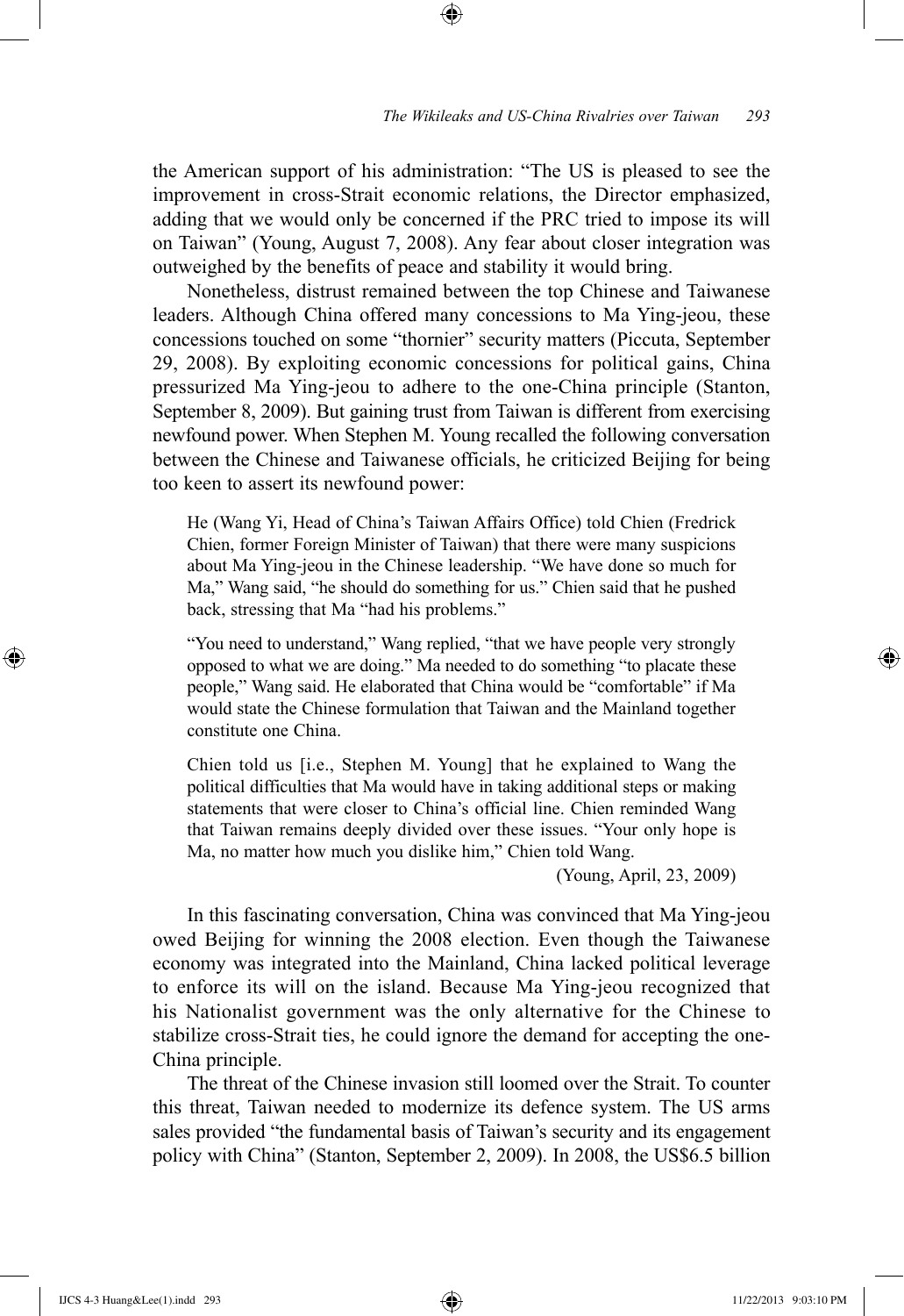the American support of his administration: "The US is pleased to see the improvement in cross-Strait economic relations, the Director emphasized, adding that we would only be concerned if the PRC tried to impose its will on Taiwan" (Young, August 7, 2008). Any fear about closer integration was outweighed by the benefits of peace and stability it would bring.

Nonetheless, distrust remained between the top Chinese and Taiwanese leaders. Although China offered many concessions to Ma Ying-jeou, these concessions touched on some "thornier" security matters (Piccuta, September 29, 2008). By exploiting economic concessions for political gains, China pressurized Ma Ying-jeou to adhere to the one-China principle (Stanton, September 8, 2009). But gaining trust from Taiwan is different from exercising newfound power. When Stephen M. Young recalled the following conversation between the Chinese and Taiwanese officials, he criticized Beijing for being too keen to assert its newfound power:

> He (Wang Yi, Head of China's Taiwan Affairs Office) told Chien (Fredrick Chien, former Foreign Minister of Taiwan) that there were many suspicions about Ma Ying-jeou in the Chinese leadership. "We have done so much for Ma," Wang said, "he should do something for us." Chien said that he pushed back, stressing that Ma "had his problems."
>
> "You need to understand," Wang replied, "that we have people very strongly opposed to what we are doing." Ma needed to do something "to placate these people," Wang said. He elaborated that China would be "comfortable" if Ma would state the Chinese formulation that Taiwan and the Mainland together constitute one China.
>
> Chien told us [i.e., Stephen M. Young] that he explained to Wang the political difficulties that Ma would have in taking additional steps or making statements that were closer to China's official line. Chien reminded Wang that Taiwan remains deeply divided over these issues. "Your only hope is Ma, no matter how much you dislike him," Chien told Wang.
>
> (Young, April, 23, 2009)

In this fascinating conversation, China was convinced that Ma Ying-jeou owed Beijing for winning the 2008 election. Even though the Taiwanese economy was integrated into the Mainland, China lacked political leverage to enforce its will on the island. Because Ma Ying-jeou recognized that his Nationalist government was the only alternative for the Chinese to stabilize cross-Strait ties, he could ignore the demand for accepting the one-China principle.

The threat of the Chinese invasion still loomed over the Strait. To counter this threat, Taiwan needed to modernize its defence system. The US arms sales provided "the fundamental basis of Taiwan's security and its engagement policy with China" (Stanton, September 2, 2009). In 2008, the US$6.5 billion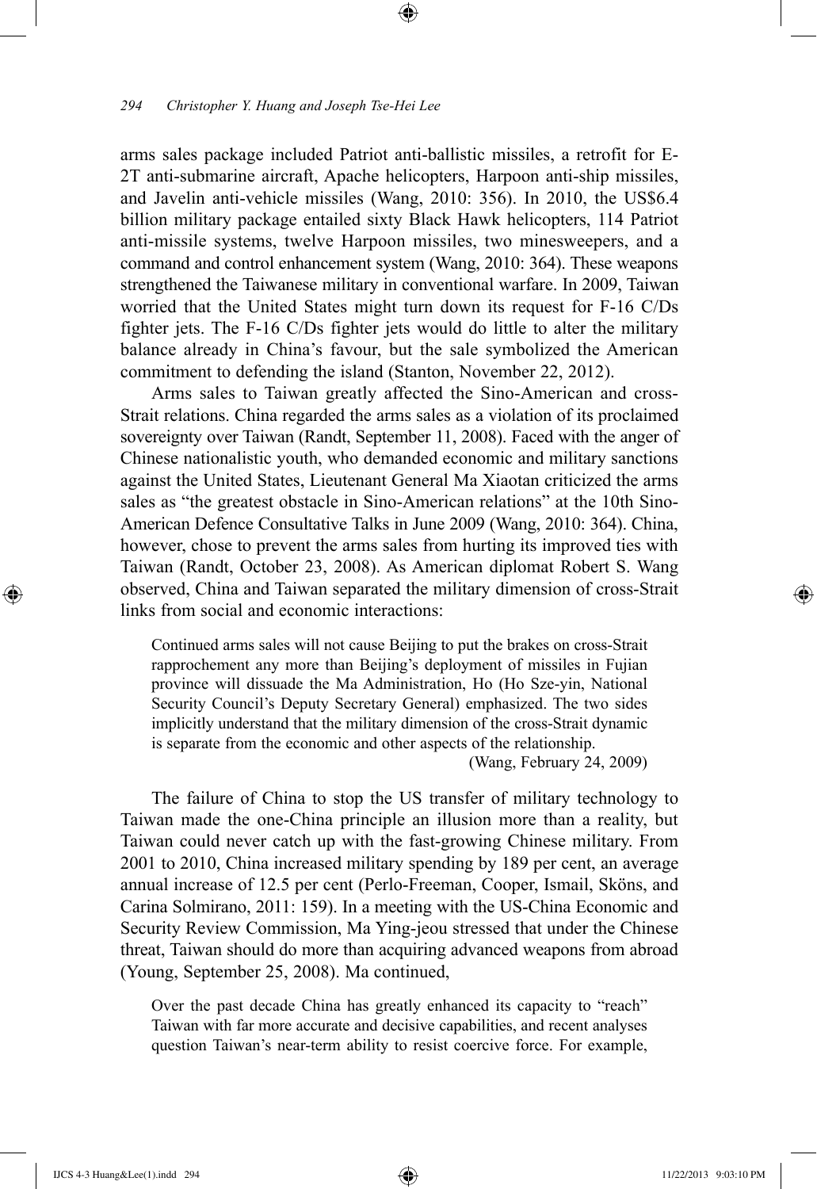arms sales package included Patriot anti-ballistic missiles, a retrofit for E-2T anti-submarine aircraft, Apache helicopters, Harpoon anti-ship missiles, and Javelin anti-vehicle missiles (Wang, 2010: 356). In 2010, the US$6.4 billion military package entailed sixty Black Hawk helicopters, 114 Patriot anti-missile systems, twelve Harpoon missiles, two minesweepers, and a command and control enhancement system (Wang, 2010: 364). These weapons strengthened the Taiwanese military in conventional warfare. In 2009, Taiwan worried that the United States might turn down its request for F-16 C/Ds fighter jets. The F-16 C/Ds fighter jets would do little to alter the military balance already in China's favour, but the sale symbolized the American commitment to defending the island (Stanton, November 22, 2012).

Arms sales to Taiwan greatly affected the Sino-American and cross-Strait relations. China regarded the arms sales as a violation of its proclaimed sovereignty over Taiwan (Randt, September 11, 2008). Faced with the anger of Chinese nationalistic youth, who demanded economic and military sanctions against the United States, Lieutenant General Ma Xiaotan criticized the arms sales as "the greatest obstacle in Sino-American relations" at the 10th Sino-American Defence Consultative Talks in June 2009 (Wang, 2010: 364). China, however, chose to prevent the arms sales from hurting its improved ties with Taiwan (Randt, October 23, 2008). As American diplomat Robert S. Wang observed, China and Taiwan separated the military dimension of cross-Strait links from social and economic interactions:

> Continued arms sales will not cause Beijing to put the brakes on cross-Strait rapprochement any more than Beijing's deployment of missiles in Fujian province will dissuade the Ma Administration, Ho (Ho Sze-yin, National Security Council's Deputy Secretary General) emphasized. The two sides implicitly understand that the military dimension of the cross-Strait dynamic is separate from the economic and other aspects of the relationship.
>
> (Wang, February 24, 2009)

The failure of China to stop the US transfer of military technology to Taiwan made the one-China principle an illusion more than a reality, but Taiwan could never catch up with the fast-growing Chinese military. From 2001 to 2010, China increased military spending by 189 per cent, an average annual increase of 12.5 per cent (Perlo-Freeman, Cooper, Ismail, Sköns, and Carina Solmirano, 2011: 159). In a meeting with the US-China Economic and Security Review Commission, Ma Ying-jeou stressed that under the Chinese threat, Taiwan should do more than acquiring advanced weapons from abroad (Young, September 25, 2008). Ma continued,

> Over the past decade China has greatly enhanced its capacity to "reach" Taiwan with far more accurate and decisive capabilities, and recent analyses question Taiwan's near-term ability to resist coercive force. For example,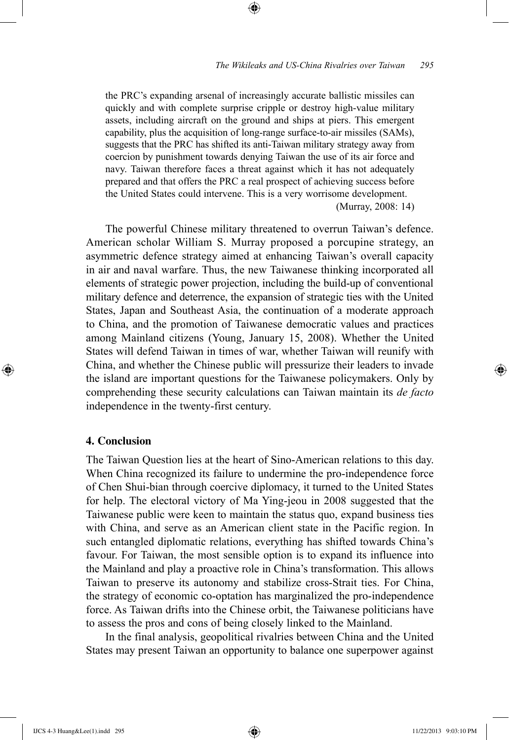> the PRC's expanding arsenal of increasingly accurate ballistic missiles can quickly and with complete surprise cripple or destroy high-value military assets, including aircraft on the ground and ships at piers. This emergent capability, plus the acquisition of long-range surface-to-air missiles (SAMs), suggests that the PRC has shifted its anti-Taiwan military strategy away from coercion by punishment towards denying Taiwan the use of its air force and navy. Taiwan therefore faces a threat against which it has not adequately prepared and that offers the PRC a real prospect of achieving success before the United States could intervene. This is a very worrisome development.
>
> (Murray, 2008: 14)

The powerful Chinese military threatened to overrun Taiwan's defence. American scholar William S. Murray proposed a porcupine strategy, an asymmetric defence strategy aimed at enhancing Taiwan's overall capacity in air and naval warfare. Thus, the new Taiwanese thinking incorporated all elements of strategic power projection, including the build-up of conventional military defence and deterrence, the expansion of strategic ties with the United States, Japan and Southeast Asia, the continuation of a moderate approach to China, and the promotion of Taiwanese democratic values and practices among Mainland citizens (Young, January 15, 2008). Whether the United States will defend Taiwan in times of war, whether Taiwan will reunify with China, and whether the Chinese public will pressurize their leaders to invade the island are important questions for the Taiwanese policymakers. Only by comprehending these security calculations can Taiwan maintain its *de facto* independence in the twenty-first century.

## 4. Conclusion

The Taiwan Question lies at the heart of Sino-American relations to this day. When China recognized its failure to undermine the pro-independence force of Chen Shui-bian through coercive diplomacy, it turned to the United States for help. The electoral victory of Ma Ying-jeou in 2008 suggested that the Taiwanese public were keen to maintain the status quo, expand business ties with China, and serve as an American client state in the Pacific region. In such entangled diplomatic relations, everything has shifted towards China's favour. For Taiwan, the most sensible option is to expand its influence into the Mainland and play a proactive role in China's transformation. This allows Taiwan to preserve its autonomy and stabilize cross-Strait ties. For China, the strategy of economic co-optation has marginalized the pro-independence force. As Taiwan drifts into the Chinese orbit, the Taiwanese politicians have to assess the pros and cons of being closely linked to the Mainland.

In the final analysis, geopolitical rivalries between China and the United States may present Taiwan an opportunity to balance one superpower against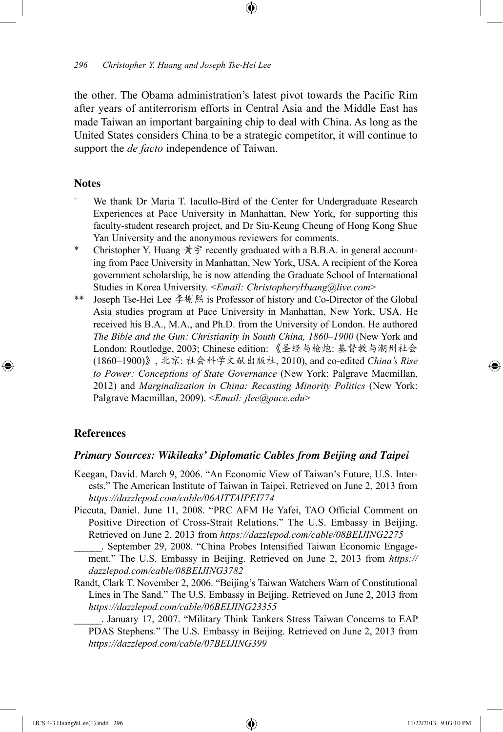the other. The Obama administration's latest pivot towards the Pacific Rim after years of antiterrorism efforts in Central Asia and the Middle East has made Taiwan an important bargaining chip to deal with China. As long as the United States considers China to be a strategic competitor, it will continue to support the *de facto* independence of Taiwan.

## Notes

+ We thank Dr Maria T. Iacullo-Bird of the Center for Undergraduate Research Experiences at Pace University in Manhattan, New York, for supporting this faculty-student research project, and Dr Siu-Keung Cheung of Hong Kong Shue Yan University and the anonymous reviewers for comments.

\* Christopher Y. Huang 黃宇 recently graduated with a B.B.A. in general accounting from Pace University in Manhattan, New York, USA. A recipient of the Korea government scholarship, he is now attending the Graduate School of International Studies in Korea University. <*Email: ChristopheryHuang@live.com*>

\** Joseph Tse-Hei Lee 李榭熙 is Professor of history and Co-Director of the Global Asia studies program at Pace University in Manhattan, New York, USA. He received his B.A., M.A., and Ph.D. from the University of London. He authored *The Bible and the Gun: Christianity in South China, 1860–1900* (New York and London: Routledge, 2003; Chinese edition: 《圣经与枪炮: 基督教与潮州社会 (1860–1900)》, 北京: 社会科学文献出版社, 2010), and co-edited *China's Rise to Power: Conceptions of State Governance* (New York: Palgrave Macmillan, 2012) and *Marginalization in China: Recasting Minority Politics* (New York: Palgrave Macmillan, 2009). <*Email: jlee@pace.edu*>

## References

### *Primary Sources: Wikileaks' Diplomatic Cables from Beijing and Taipei*

Keegan, David. March 9, 2006. "An Economic View of Taiwan's Future, U.S. Interests." The American Institute of Taiwan in Taipei. Retrieved on June 2, 2013 from *https://dazzlepod.com/cable/06AITTAIPEI774*

Piccuta, Daniel. June 11, 2008. "PRC AFM He Yafei, TAO Official Comment on Positive Direction of Cross-Strait Relations." The U.S. Embassy in Beijing. Retrieved on June 2, 2013 from *https://dazzlepod.com/cable/08BEIJING2275*

______. September 29, 2008. "China Probes Intensified Taiwan Economic Engagement." The U.S. Embassy in Beijing. Retrieved on June 2, 2013 from *https://dazzlepod.com/cable/08BEIJING3782*

Randt, Clark T. November 2, 2006. "Beijing's Taiwan Watchers Warn of Constitutional Lines in The Sand." The U.S. Embassy in Beijing. Retrieved on June 2, 2013 from *https://dazzlepod.com/cable/06BEIJING23355*

______. January 17, 2007. "Military Think Tankers Stress Taiwan Concerns to EAP PDAS Stephens." The U.S. Embassy in Beijing. Retrieved on June 2, 2013 from *https://dazzlepod.com/cable/07BEIJING399*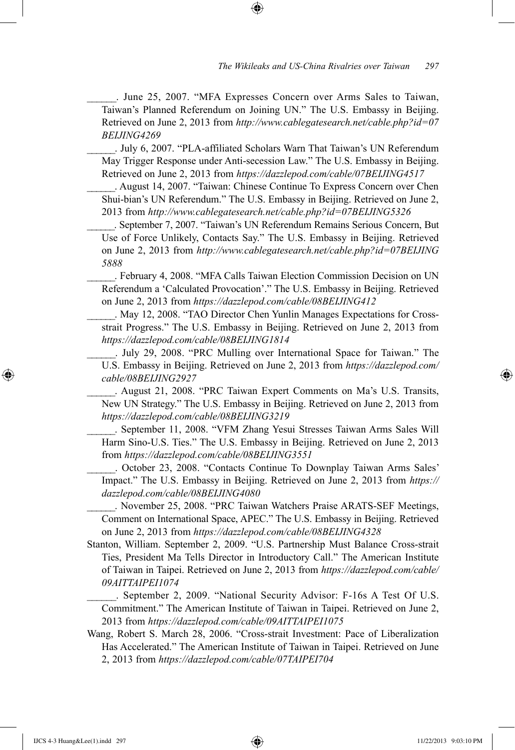______. June 25, 2007. "MFA Expresses Concern over Arms Sales to Taiwan, Taiwan's Planned Referendum on Joining UN." The U.S. Embassy in Beijing. Retrieved on June 2, 2013 from *http://www.cablegatesearch.net/cable.php?id=07BEIJING4269*

______. July 6, 2007. "PLA-affiliated Scholars Warn That Taiwan's UN Referendum May Trigger Response under Anti-secession Law." The U.S. Embassy in Beijing. Retrieved on June 2, 2013 from *https://dazzlepod.com/cable/07BEIJING4517*

______. August 14, 2007. "Taiwan: Chinese Continue To Express Concern over Chen Shui-bian's UN Referendum." The U.S. Embassy in Beijing. Retrieved on June 2, 2013 from *http://www.cablegatesearch.net/cable.php?id=07BEIJING5326*

______. September 7, 2007. "Taiwan's UN Referendum Remains Serious Concern, But Use of Force Unlikely, Contacts Say." The U.S. Embassy in Beijing. Retrieved on June 2, 2013 from *http://www.cablegatesearch.net/cable.php?id=07BEIJING5888*

______. February 4, 2008. "MFA Calls Taiwan Election Commission Decision on UN Referendum a 'Calculated Provocation'." The U.S. Embassy in Beijing. Retrieved on June 2, 2013 from *https://dazzlepod.com/cable/08BEIJING412*

______. May 12, 2008. "TAO Director Chen Yunlin Manages Expectations for Cross-strait Progress." The U.S. Embassy in Beijing. Retrieved on June 2, 2013 from *https://dazzlepod.com/cable/08BEIJING1814*

______. July 29, 2008. "PRC Mulling over International Space for Taiwan." The U.S. Embassy in Beijing. Retrieved on June 2, 2013 from *https://dazzlepod.com/cable/08BEIJING2927*

______. August 21, 2008. "PRC Taiwan Expert Comments on Ma's U.S. Transits, New UN Strategy." The U.S. Embassy in Beijing. Retrieved on June 2, 2013 from *https://dazzlepod.com/cable/08BEIJING3219*

______. September 11, 2008. "VFM Zhang Yesui Stresses Taiwan Arms Sales Will Harm Sino-U.S. Ties." The U.S. Embassy in Beijing. Retrieved on June 2, 2013 from *https://dazzlepod.com/cable/08BEIJING3551*

______. October 23, 2008. "Contacts Continue To Downplay Taiwan Arms Sales' Impact." The U.S. Embassy in Beijing. Retrieved on June 2, 2013 from *https://dazzlepod.com/cable/08BEIJING4080*

______. November 25, 2008. "PRC Taiwan Watchers Praise ARATS-SEF Meetings, Comment on International Space, APEC." The U.S. Embassy in Beijing. Retrieved on June 2, 2013 from *https://dazzlepod.com/cable/08BEIJING4328*

Stanton, William. September 2, 2009. "U.S. Partnership Must Balance Cross-strait Ties, President Ma Tells Director in Introductory Call." The American Institute of Taiwan in Taipei. Retrieved on June 2, 2013 from *https://dazzlepod.com/cable/09AITTAIPEI1074*

______. September 2, 2009. "National Security Advisor: F-16s A Test Of U.S. Commitment." The American Institute of Taiwan in Taipei. Retrieved on June 2, 2013 from *https://dazzlepod.com/cable/09AITTAIPEI1075*

Wang, Robert S. March 28, 2006. "Cross-strait Investment: Pace of Liberalization Has Accelerated." The American Institute of Taiwan in Taipei. Retrieved on June 2, 2013 from *https://dazzlepod.com/cable/07TAIPEI704*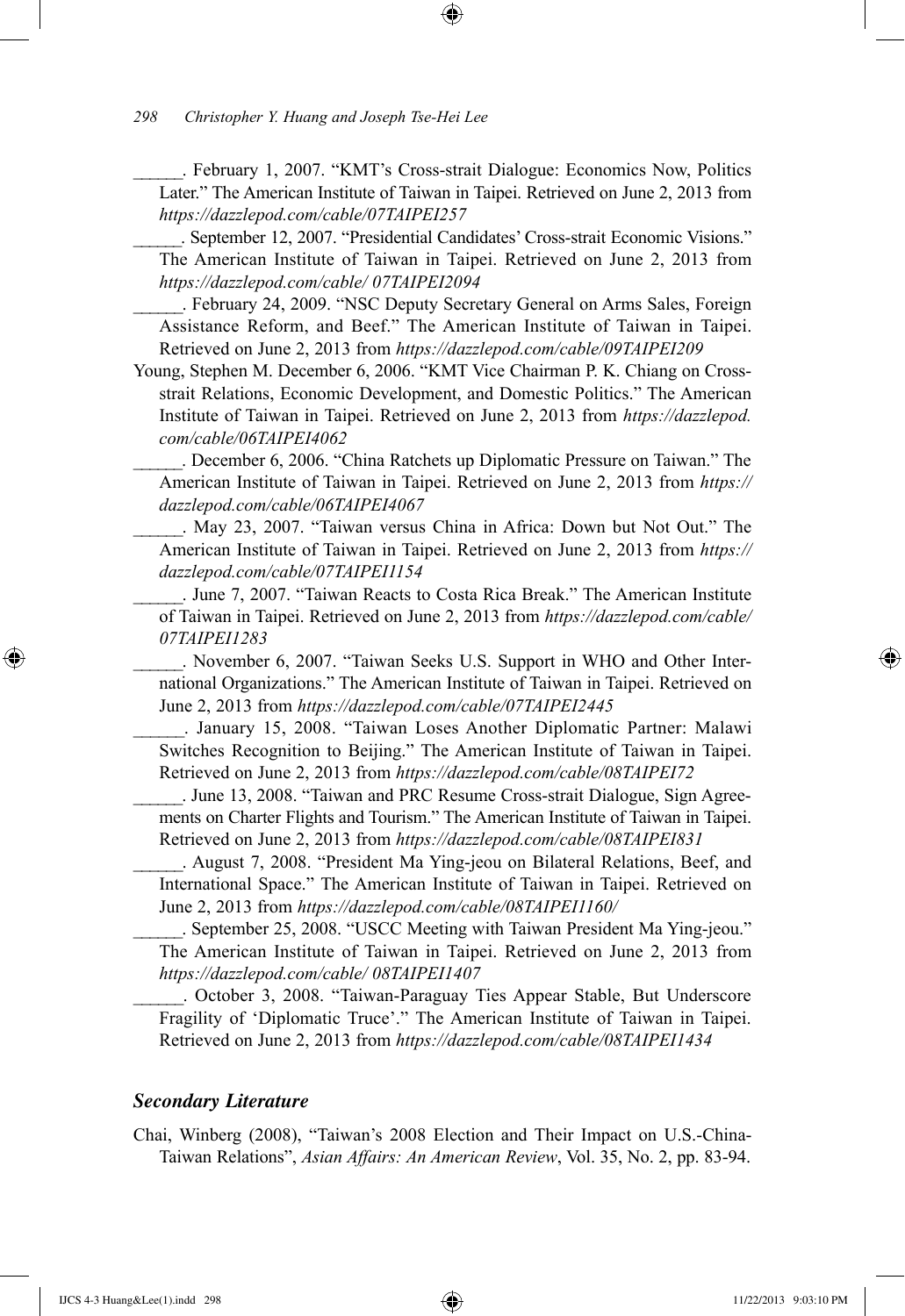______. February 1, 2007. "KMT's Cross-strait Dialogue: Economics Now, Politics Later." The American Institute of Taiwan in Taipei. Retrieved on June 2, 2013 from *https://dazzlepod.com/cable/07TAIPEI257*

______. September 12, 2007. "Presidential Candidates' Cross-strait Economic Visions." The American Institute of Taiwan in Taipei. Retrieved on June 2, 2013 from *https://dazzlepod.com/cable/ 07TAIPEI2094*

______. February 24, 2009. "NSC Deputy Secretary General on Arms Sales, Foreign Assistance Reform, and Beef." The American Institute of Taiwan in Taipei. Retrieved on June 2, 2013 from *https://dazzlepod.com/cable/09TAIPEI209*

Young, Stephen M. December 6, 2006. "KMT Vice Chairman P. K. Chiang on Cross-strait Relations, Economic Development, and Domestic Politics." The American Institute of Taiwan in Taipei. Retrieved on June 2, 2013 from *https://dazzlepod.com/cable/06TAIPEI4062*

______. December 6, 2006. "China Ratchets up Diplomatic Pressure on Taiwan." The American Institute of Taiwan in Taipei. Retrieved on June 2, 2013 from *https://dazzlepod.com/cable/06TAIPEI4067*

______. May 23, 2007. "Taiwan versus China in Africa: Down but Not Out." The American Institute of Taiwan in Taipei. Retrieved on June 2, 2013 from *https://dazzlepod.com/cable/07TAIPEI1154*

______. June 7, 2007. "Taiwan Reacts to Costa Rica Break." The American Institute of Taiwan in Taipei. Retrieved on June 2, 2013 from *https://dazzlepod.com/cable/07TAIPEI1283*

______. November 6, 2007. "Taiwan Seeks U.S. Support in WHO and Other International Organizations." The American Institute of Taiwan in Taipei. Retrieved on June 2, 2013 from *https://dazzlepod.com/cable/07TAIPEI2445*

______. January 15, 2008. "Taiwan Loses Another Diplomatic Partner: Malawi Switches Recognition to Beijing." The American Institute of Taiwan in Taipei. Retrieved on June 2, 2013 from *https://dazzlepod.com/cable/08TAIPEI72*

______. June 13, 2008. "Taiwan and PRC Resume Cross-strait Dialogue, Sign Agreements on Charter Flights and Tourism." The American Institute of Taiwan in Taipei. Retrieved on June 2, 2013 from *https://dazzlepod.com/cable/08TAIPEI831*

______. August 7, 2008. "President Ma Ying-jeou on Bilateral Relations, Beef, and International Space." The American Institute of Taiwan in Taipei. Retrieved on June 2, 2013 from *https://dazzlepod.com/cable/08TAIPEI1160/*

______. September 25, 2008. "USCC Meeting with Taiwan President Ma Ying-jeou." The American Institute of Taiwan in Taipei. Retrieved on June 2, 2013 from *https://dazzlepod.com/cable/ 08TAIPEI1407*

______. October 3, 2008. "Taiwan-Paraguay Ties Appear Stable, But Underscore Fragility of 'Diplomatic Truce'." The American Institute of Taiwan in Taipei. Retrieved on June 2, 2013 from *https://dazzlepod.com/cable/08TAIPEI1434*

### *Secondary Literature*

Chai, Winberg (2008), "Taiwan's 2008 Election and Their Impact on U.S.-China-Taiwan Relations", *Asian Affairs: An American Review*, Vol. 35, No. 2, pp. 83-94.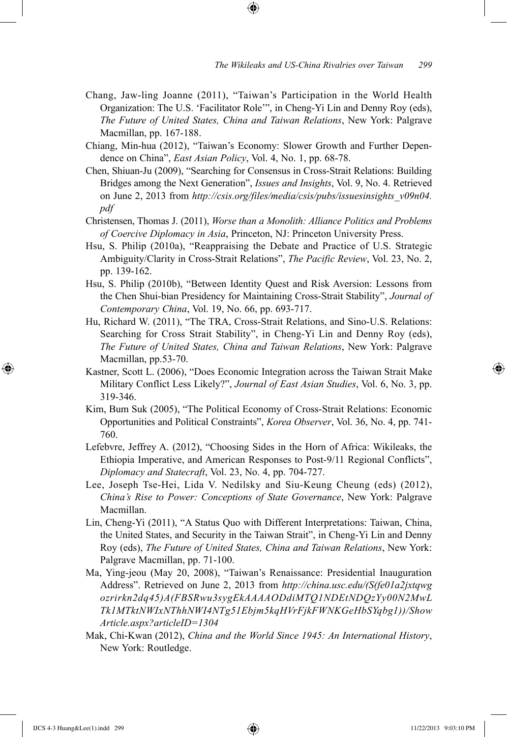Chang, Jaw-ling Joanne (2011), "Taiwan's Participation in the World Health Organization: The U.S. 'Facilitator Role'", in Cheng-Yi Lin and Denny Roy (eds), *The Future of United States, China and Taiwan Relations*, New York: Palgrave Macmillan, pp. 167-188.

Chiang, Min-hua (2012), "Taiwan's Economy: Slower Growth and Further Dependence on China", *East Asian Policy*, Vol. 4, No. 1, pp. 68-78.

Chen, Shiuan-Ju (2009), "Searching for Consensus in Cross-Strait Relations: Building Bridges among the Next Generation", *Issues and Insights*, Vol. 9, No. 4. Retrieved on June 2, 2013 from *http://csis.org/files/media/csis/pubs/issuesinsights_v09n04.pdf*

Christensen, Thomas J. (2011), *Worse than a Monolith: Alliance Politics and Problems of Coercive Diplomacy in Asia*, Princeton, NJ: Princeton University Press.

Hsu, S. Philip (2010a), "Reappraising the Debate and Practice of U.S. Strategic Ambiguity/Clarity in Cross-Strait Relations", *The Pacific Review*, Vol. 23, No. 2, pp. 139-162.

Hsu, S. Philip (2010b), "Between Identity Quest and Risk Aversion: Lessons from the Chen Shui-bian Presidency for Maintaining Cross-Strait Stability", *Journal of Contemporary China*, Vol. 19, No. 66, pp. 693-717.

Hu, Richard W. (2011), "The TRA, Cross-Strait Relations, and Sino-U.S. Relations: Searching for Cross Strait Stability", in Cheng-Yi Lin and Denny Roy (eds), *The Future of United States, China and Taiwan Relations*, New York: Palgrave Macmillan, pp.53-70.

Kastner, Scott L. (2006), "Does Economic Integration across the Taiwan Strait Make Military Conflict Less Likely?", *Journal of East Asian Studies*, Vol. 6, No. 3, pp. 319-346.

Kim, Bum Suk (2005), "The Political Economy of Cross-Strait Relations: Economic Opportunities and Political Constraints", *Korea Observer*, Vol. 36, No. 4, pp. 741-760.

Lefebvre, Jeffrey A. (2012), "Choosing Sides in the Horn of Africa: Wikileaks, the Ethiopia Imperative, and American Responses to Post-9/11 Regional Conflicts", *Diplomacy and Statecraft*, Vol. 23, No. 4, pp. 704-727.

Lee, Joseph Tse-Hei, Lida V. Nedilsky and Siu-Keung Cheung (eds) (2012), *China's Rise to Power: Conceptions of State Governance*, New York: Palgrave Macmillan.

Lin, Cheng-Yi (2011), "A Status Quo with Different Interpretations: Taiwan, China, the United States, and Security in the Taiwan Strait", in Cheng-Yi Lin and Denny Roy (eds), *The Future of United States, China and Taiwan Relations*, New York: Palgrave Macmillan, pp. 71-100.

Ma, Ying-jeou (May 20, 2008), "Taiwan's Renaissance: Presidential Inauguration Address". Retrieved on June 2, 2013 from *http://china.usc.edu/(S(fe01a2jxtqwgozrirkn2dq45)A(FBSRwu3sygEkAAAAODdiMTQ1NDEtNDQzYy00N2MwLTk1MTktNWIxNThhNWI4NTg51Ebjm5kqHVrFjkFWNKGeHbSYqbg1))/ShowArticle.aspx?articleID=1304*

Mak, Chi-Kwan (2012), *China and the World Since 1945: An International History*, New York: Routledge.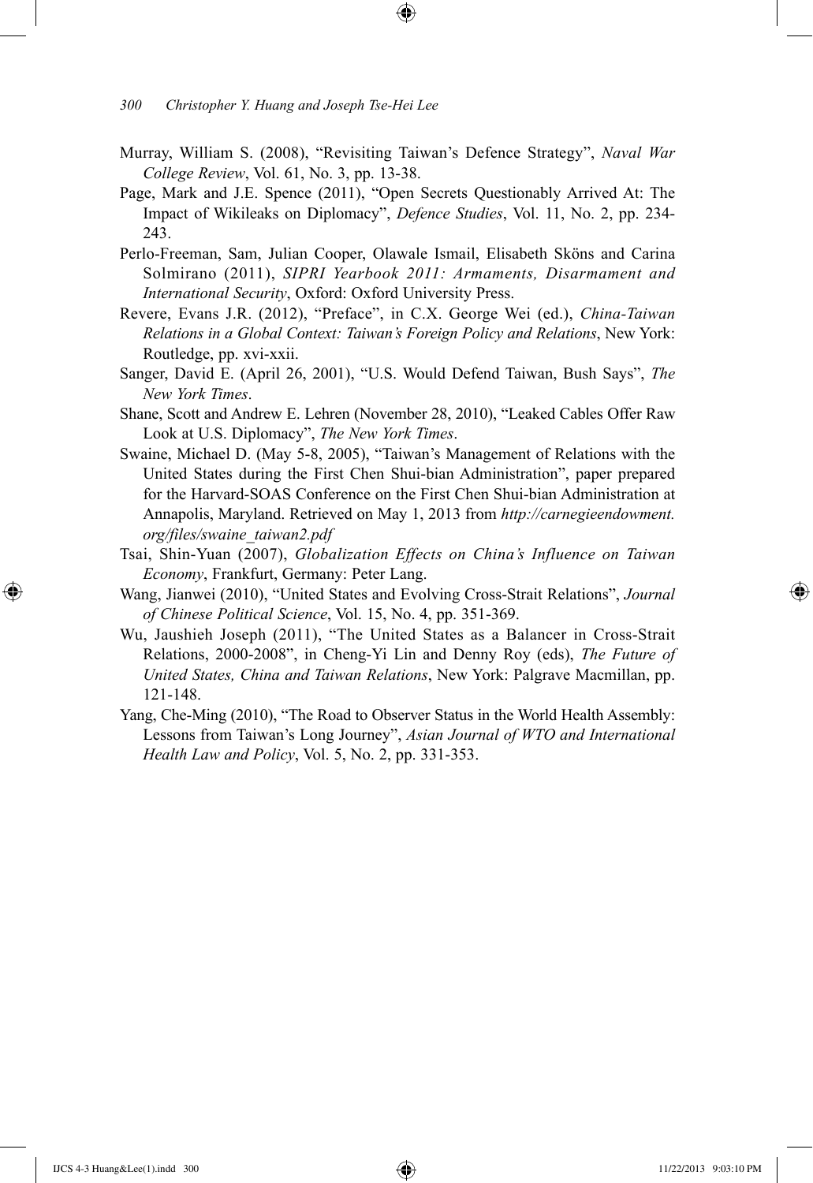Murray, William S. (2008), "Revisiting Taiwan's Defence Strategy", *Naval War College Review*, Vol. 61, No. 3, pp. 13-38.

Page, Mark and J.E. Spence (2011), "Open Secrets Questionably Arrived At: The Impact of Wikileaks on Diplomacy", *Defence Studies*, Vol. 11, No. 2, pp. 234-243.

Perlo-Freeman, Sam, Julian Cooper, Olawale Ismail, Elisabeth Sköns and Carina Solmirano (2011), *SIPRI Yearbook 2011: Armaments, Disarmament and International Security*, Oxford: Oxford University Press.

Revere, Evans J.R. (2012), "Preface", in C.X. George Wei (ed.), *China-Taiwan Relations in a Global Context: Taiwan's Foreign Policy and Relations*, New York: Routledge, pp. xvi-xxii.

Sanger, David E. (April 26, 2001), "U.S. Would Defend Taiwan, Bush Says", *The New York Times*.

Shane, Scott and Andrew E. Lehren (November 28, 2010), "Leaked Cables Offer Raw Look at U.S. Diplomacy", *The New York Times*.

Swaine, Michael D. (May 5-8, 2005), "Taiwan's Management of Relations with the United States during the First Chen Shui-bian Administration", paper prepared for the Harvard-SOAS Conference on the First Chen Shui-bian Administration at Annapolis, Maryland. Retrieved on May 1, 2013 from *http://carnegieendowment.org/files/swaine_taiwan2.pdf*

Tsai, Shin-Yuan (2007), *Globalization Effects on China's Influence on Taiwan Economy*, Frankfurt, Germany: Peter Lang.

Wang, Jianwei (2010), "United States and Evolving Cross-Strait Relations", *Journal of Chinese Political Science*, Vol. 15, No. 4, pp. 351-369.

Wu, Jaushieh Joseph (2011), "The United States as a Balancer in Cross-Strait Relations, 2000-2008", in Cheng-Yi Lin and Denny Roy (eds), *The Future of United States, China and Taiwan Relations*, New York: Palgrave Macmillan, pp. 121-148.

Yang, Che-Ming (2010), "The Road to Observer Status in the World Health Assembly: Lessons from Taiwan's Long Journey", *Asian Journal of WTO and International Health Law and Policy*, Vol. 5, No. 2, pp. 331-353.